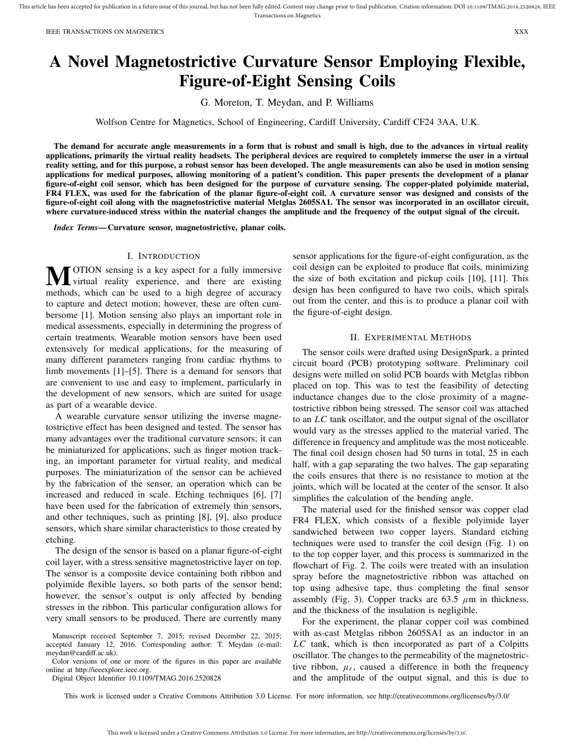# A Novel Magnetostrictive Curvature Sensor Employing Flexible, Figure-of-Eight Sensing Coils

G. Moreton, T. Meydan, and P. Williams

Wolfson Centre for Magnetics, School of Engineering, Cardiff University, Cardiff CF24 3AA, U.K.

**The demand for accurate angle measurements in a form that is robust and small is high, due to the advances in virtual reality applications, primarily the virtual reality headsets. The peripheral devices are required to completely immerse the user in a virtual reality setting, and for this purpose, a robust sensor has been developed. The angle measurements can also be used in motion sensing applications for medical purposes, allowing monitoring of a patient's condition. This paper presents the development of a planar figure-of-eight coil sensor, which has been designed for the purpose of curvature sensing. The copper-plated polyimide material, FR4 FLEX, was used for the fabrication of the planar figure-of-eight coil. A curvature sensor was designed and consists of the figure-of-eight coil along with the magnetostrictive material Metglas 2605SA1. The sensor was incorporated in an oscillator circuit, where curvature-induced stress within the material changes the amplitude and the frequency of the output signal of the circuit.**

***Index Terms*— Curvature sensor, magnetostrictive, planar coils.**

## I. Introduction

Motion sensing is a key aspect for a fully immersive virtual reality experience, and there are existing methods, which can be used to a high degree of accuracy to capture and detect motion; however, these are often cumbersome [1]. Motion sensing also plays an important role in medical assessments, especially in determining the progress of certain treatments. Wearable motion sensors have been used extensively for medical applications, for the measuring of many different parameters ranging from cardiac rhythms to limb movements [1]–[5]. There is a demand for sensors that are convenient to use and easy to implement, particularly in the development of new sensors, which are suited for usage as part of a wearable device.

A wearable curvature sensor utilizing the inverse magnetostrictive effect has been designed and tested. The sensor has many advantages over the traditional curvature sensors; it can be miniaturized for applications, such as finger motion tracking, an important parameter for virtual reality, and medical purposes. The miniaturization of the sensor can be achieved by the fabrication of the sensor, an operation which can be increased and reduced in scale. Etching techniques [6], [7] have been used for the fabrication of extremely thin sensors, and other techniques, such as printing [8], [9], also produce sensors, which share similar characteristics to those created by etching.

The design of the sensor is based on a planar figure-of-eight coil layer, with a stress sensitive magnetostrictive layer on top. The sensor is a composite device containing both ribbon and polyimide flexible layers, so both parts of the sensor bend; however, the sensor's output is only affected by bending stresses in the ribbon. This particular configuration allows for very small sensors to be produced. There are currently many sensor applications for the figure-of-eight configuration, as the coil design can be exploited to produce flat coils, minimizing the size of both excitation and pickup coils [10], [11]. This design has been configured to have two coils, which spirals out from the center, and this is to produce a planar coil with the figure-of-eight design.

## II. Experimental Methods

The sensor coils were drafted using DesignSpark, a printed circuit board (PCB) prototyping software. Preliminary coil designs were milled on solid PCB boards with Metglas ribbon placed on top. This was to test the feasibility of detecting inductance changes due to the close proximity of a magnetostrictive ribbon being stressed. The sensor coil was attached to an $LC$ tank oscillator, and the output signal of the oscillator would vary as the stresses applied to the material varied. The difference in frequency and amplitude was the most noticeable. The final coil design chosen had 50 turns in total, 25 in each half, with a gap separating the two halves. The gap separating the coils ensures that there is no resistance to motion at the joints, which will be located at the center of the sensor. It also simplifies the calculation of the bending angle.

The material used for the finished sensor was copper clad FR4 FLEX, which consists of a flexible polyimide layer sandwiched between two copper layers. Standard etching techniques were used to transfer the coil design (Fig. 1) on to the top copper layer, and this process is summarized in the flowchart of Fig. 2. The coils were treated with an insulation spray before the magnetostrictive ribbon was attached on top using adhesive tape, thus completing the final sensor assembly (Fig. 3). Copper tracks are 63.5 $\mu$m in thickness, and the thickness of the insulation is negligible.

For the experiment, the planar copper coil was combined with as-cast Metglas ribbon 2605SA1 as an inductor in an $LC$ tank, which is then incorporated as part of a Colpitts oscillator. The changes to the permeability of the magnetostrictive ribbon, $\mu_r$, caused a difference in both the frequency and the amplitude of the output signal, and this is due to

Manuscript received September 7, 2015; revised December 22, 2015; accepted January 12, 2016. Corresponding author: T. Meydan (e-mail: meydan@cardiff.ac.uk).

Color versions of one or more of the figures in this paper are available online at http://ieeexplore.ieee.org.

Digital Object Identifier 10.1109/TMAG.2016.2520828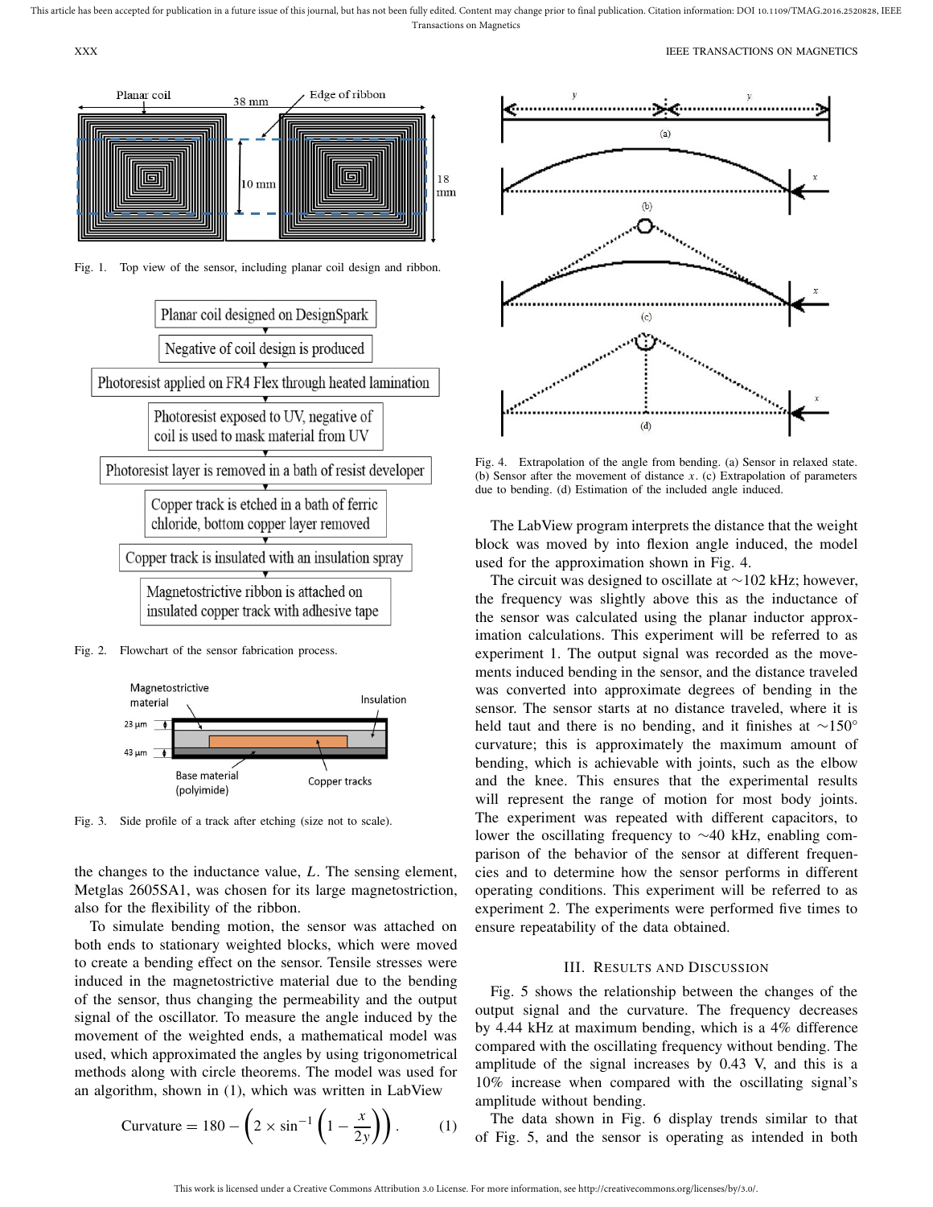Fig. 1. Top view of the sensor, including planar coil design and ribbon.

Fig. 2. Flowchart of the sensor fabrication process.

Fig. 3. Side profile of a track after etching (size not to scale).

the changes to the inductance value, $L$. The sensing element, Metglas 2605SA1, was chosen for its large magnetostriction, also for the flexibility of the ribbon.

To simulate bending motion, the sensor was attached on both ends to stationary weighted blocks, which were moved to create a bending effect on the sensor. Tensile stresses were induced in the magnetostrictive material due to the bending of the sensor, thus changing the permeability and the output signal of the oscillator. To measure the angle induced by the movement of the weighted ends, a mathematical model was used, which approximated the angles by using trigonometrical methods along with circle theorems. The model was used for an algorithm, shown in (1), which was written in LabView

$$\text{Curvature} = 180 - \left(2 \times \sin^{-1}\left(1 - \frac{x}{2y}\right)\right). \quad (1)$$

Fig. 4. Extrapolation of the angle from bending. (a) Sensor in relaxed state. (b) Sensor after the movement of distance $x$. (c) Extrapolation of parameters due to bending. (d) Estimation of the included angle induced.

The LabView program interprets the distance that the weight block was moved by into flexion angle induced, the model used for the approximation shown in Fig. 4.

The circuit was designed to oscillate at ~102 kHz; however, the frequency was slightly above this as the inductance of the sensor was calculated using the planar inductor approximation calculations. This experiment will be referred to as experiment 1. The output signal was recorded as the movements induced bending in the sensor, and the distance traveled was converted into approximate degrees of bending in the sensor. The sensor starts at no distance traveled, where it is held taut and there is no bending, and it finishes at ~150° curvature; this is approximately the maximum amount of bending, which is achievable with joints, such as the elbow and the knee. This ensures that the experimental results will represent the range of motion for most body joints. The experiment was repeated with different capacitors, to lower the oscillating frequency to ~40 kHz, enabling comparison of the behavior of the sensor at different frequencies and to determine how the sensor performs in different operating conditions. This experiment will be referred to as experiment 2. The experiments were performed five times to ensure repeatability of the data obtained.

## III. Results and Discussion

Fig. 5 shows the relationship between the changes of the output signal and the curvature. The frequency decreases by 4.44 kHz at maximum bending, which is a 4% difference compared with the oscillating frequency without bending. The amplitude of the signal increases by 0.43 V, and this is a 10% increase when compared with the oscillating signal's amplitude without bending.

The data shown in Fig. 6 display trends similar to that of Fig. 5, and the sensor is operating as intended in both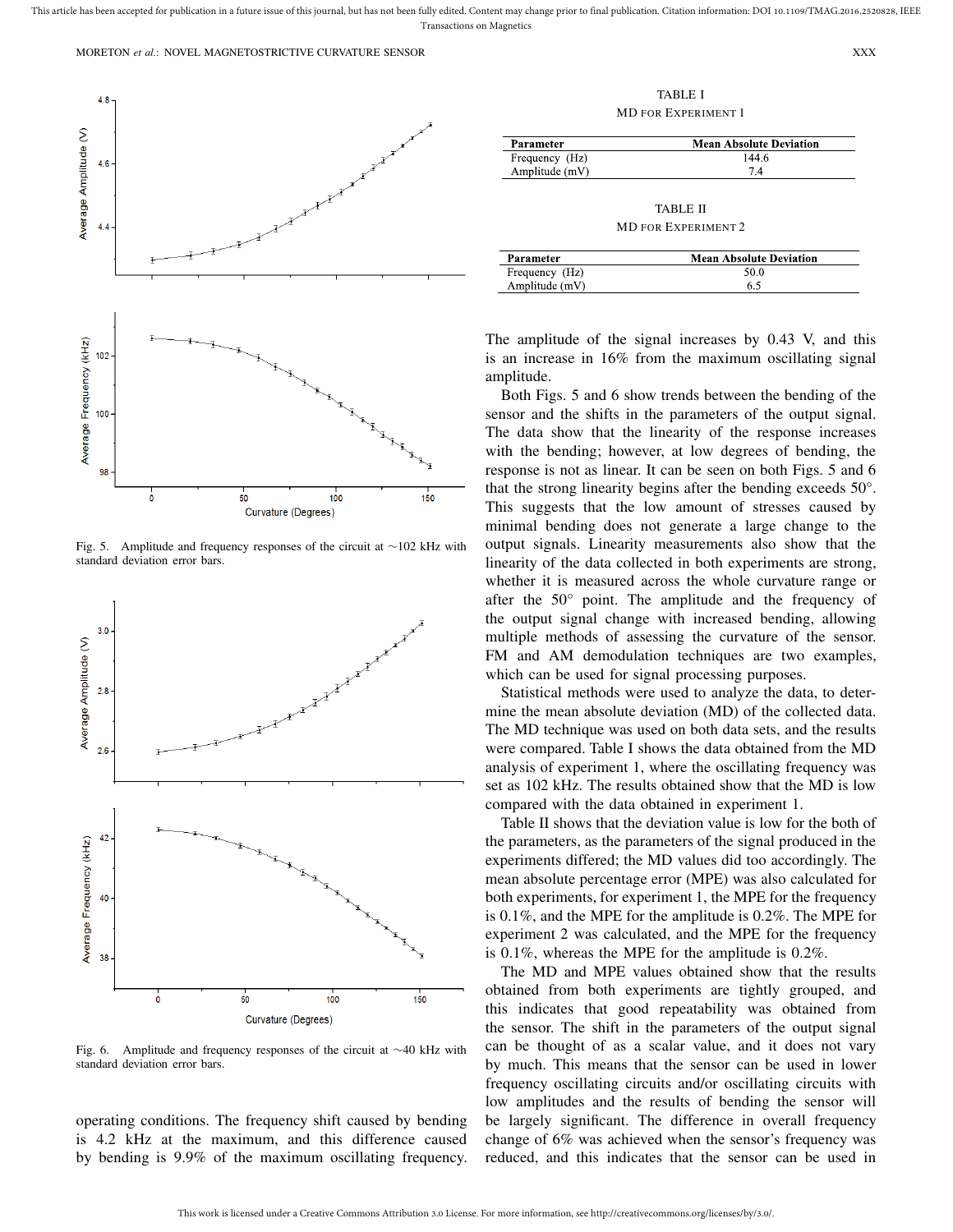Fig. 5. Amplitude and frequency responses of the circuit at ~102 kHz with standard deviation error bars.

Fig. 6. Amplitude and frequency responses of the circuit at ~40 kHz with standard deviation error bars.

operating conditions. The frequency shift caused by bending is 4.2 kHz at the maximum, and this difference caused by bending is 9.9% of the maximum oscillating frequency. The amplitude of the signal increases by 0.43 V, and this is an increase in 16% from the maximum oscillating signal amplitude.

TABLE I
MD FOR EXPERIMENT 1

| Parameter | Mean Absolute Deviation |
|---|---|
| Frequency (Hz) | 144.6 |
| Amplitude (mV) | 7.4 |

TABLE II
MD FOR EXPERIMENT 2

| Parameter | Mean Absolute Deviation |
|---|---|
| Frequency (Hz) | 50.0 |
| Amplitude (mV) | 6.5 |

Both Figs. 5 and 6 show trends between the bending of the sensor and the shifts in the parameters of the output signal. The data show that the linearity of the response increases with the bending; however, at low degrees of bending, the response is not as linear. It can be seen on both Figs. 5 and 6 that the strong linearity begins after the bending exceeds 50°. This suggests that the low amount of stresses caused by minimal bending does not generate a large change to the output signals. Linearity measurements also show that the linearity of the data collected in both experiments are strong, whether it is measured across the whole curvature range or after the 50° point. The amplitude and the frequency of the output signal change with increased bending, allowing multiple methods of assessing the curvature of the sensor. FM and AM demodulation techniques are two examples, which can be used for signal processing purposes.

Statistical methods were used to analyze the data, to determine the mean absolute deviation (MD) of the collected data. The MD technique was used on both data sets, and the results were compared. Table I shows the data obtained from the MD analysis of experiment 1, where the oscillating frequency was set as 102 kHz. The results obtained show that the MD is low compared with the data obtained in experiment 1.

Table II shows that the deviation value is low for the both of the parameters, as the parameters of the signal produced in the experiments differed; the MD values did too accordingly. The mean absolute percentage error (MPE) was also calculated for both experiments, for experiment 1, the MPE for the frequency is 0.1%, and the MPE for the amplitude is 0.2%. The MPE for experiment 2 was calculated, and the MPE for the frequency is 0.1%, whereas the MPE for the amplitude is 0.2%.

The MD and MPE values obtained show that the results obtained from both experiments are tightly grouped, and this indicates that good repeatability was obtained from the sensor. The shift in the parameters of the output signal can be thought of as a scalar value, and it does not vary by much. This means that the sensor can be used in lower frequency oscillating circuits and/or oscillating circuits with low amplitudes and the results of bending the sensor will be largely significant. The difference in overall frequency change of 6% was achieved when the sensor's frequency was reduced, and this indicates that the sensor can be used in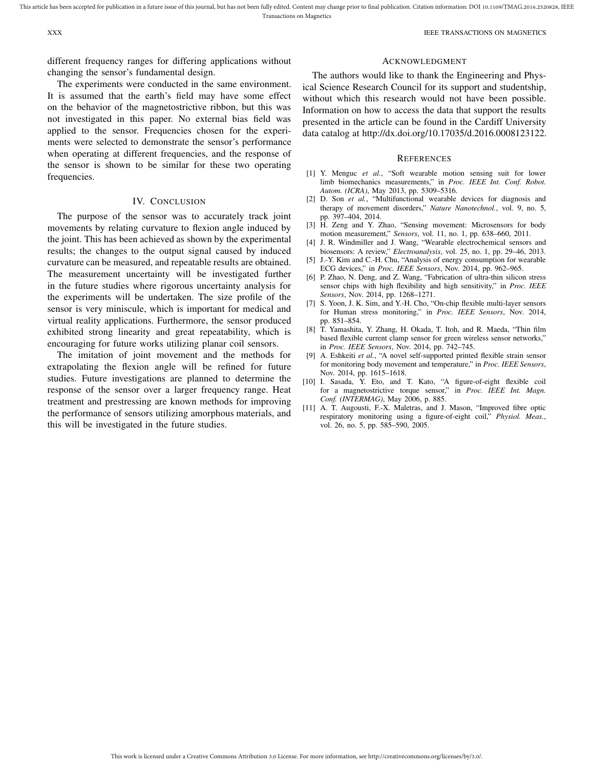different frequency ranges for differing applications without changing the sensor's fundamental design.

The experiments were conducted in the same environment. It is assumed that the earth's field may have some effect on the behavior of the magnetostrictive ribbon, but this was not investigated in this paper. No external bias field was applied to the sensor. Frequencies chosen for the experiments were selected to demonstrate the sensor's performance when operating at different frequencies, and the response of the sensor is shown to be similar for these two operating frequencies.

## IV. Conclusion

The purpose of the sensor was to accurately track joint movements by relating curvature to flexion angle induced by the joint. This has been achieved as shown by the experimental results; the changes to the output signal caused by induced curvature can be measured, and repeatable results are obtained. The measurement uncertainty will be investigated further in the future studies where rigorous uncertainty analysis for the experiments will be undertaken. The size profile of the sensor is very miniscule, which is important for medical and virtual reality applications. Furthermore, the sensor produced exhibited strong linearity and great repeatability, which is encouraging for future works utilizing planar coil sensors.

The imitation of joint movement and the methods for extrapolating the flexion angle will be refined for future studies. Future investigations are planned to determine the response of the sensor over a larger frequency range. Heat treatment and prestressing are known methods for improving the performance of sensors utilizing amorphous materials, and this will be investigated in the future studies.

## Acknowledgment

The authors would like to thank the Engineering and Physical Science Research Council for its support and studentship, without which this research would not have been possible. Information on how to access the data that support the results presented in the article can be found in the Cardiff University data catalog at http://dx.doi.org/10.17035/d.2016.0008123122.

## References

[1] Y. Menguc *et al.*, "Soft wearable motion sensing suit for lower limb biomechanics measurements," in *Proc. IEEE Int. Conf. Robot. Autom. (ICRA)*, May 2013, pp. 5309–5316.

[2] D. Son *et al.*, "Multifunctional wearable devices for diagnosis and therapy of movement disorders," *Nature Nanotechnol.*, vol. 9, no. 5, pp. 397–404, 2014.

[3] H. Zeng and Y. Zhao, "Sensing movement: Microsensors for body motion measurement," *Sensors*, vol. 11, no. 1, pp. 638–660, 2011.

[4] J. R. Windmiller and J. Wang, "Wearable electrochemical sensors and biosensors: A review," *Electroanalysis*, vol. 25, no. 1, pp. 29–46, 2013.

[5] J.-Y. Kim and C.-H. Chu, "Analysis of energy consumption for wearable ECG devices," in *Proc. IEEE Sensors*, Nov. 2014, pp. 962–965.

[6] P. Zhao, N. Deng, and Z. Wang, "Fabrication of ultra-thin silicon stress sensor chips with high flexibility and high sensitivity," in *Proc. IEEE Sensors*, Nov. 2014, pp. 1268–1271.

[7] S. Yoon, J. K. Sim, and Y.-H. Cho, "On-chip flexible multi-layer sensors for Human stress monitoring," in *Proc. IEEE Sensors*, Nov. 2014, pp. 851–854.

[8] T. Yamashita, Y. Zhang, H. Okada, T. Itoh, and R. Maeda, "Thin film based flexible current clamp sensor for green wireless sensor networks," in *Proc. IEEE Sensors*, Nov. 2014, pp. 742–745.

[9] A. Eshkeiti *et al.*, "A novel self-supported printed flexible strain sensor for monitoring body movement and temperature," in *Proc. IEEE Sensors*, Nov. 2014, pp. 1615–1618.

[10] I. Sasada, Y. Eto, and T. Kato, "A figure-of-eight flexible coil for a magnetostrictive torque sensor," in *Proc. IEEE Int. Magn. Conf. (INTERMAG)*, May 2006, p. 885.

[11] A. T. Augousti, F.-X. Maletras, and J. Mason, "Improved fibre optic respiratory monitoring using a figure-of-eight coil," *Physiol. Meas.*, vol. 26, no. 5, pp. 585–590, 2005.